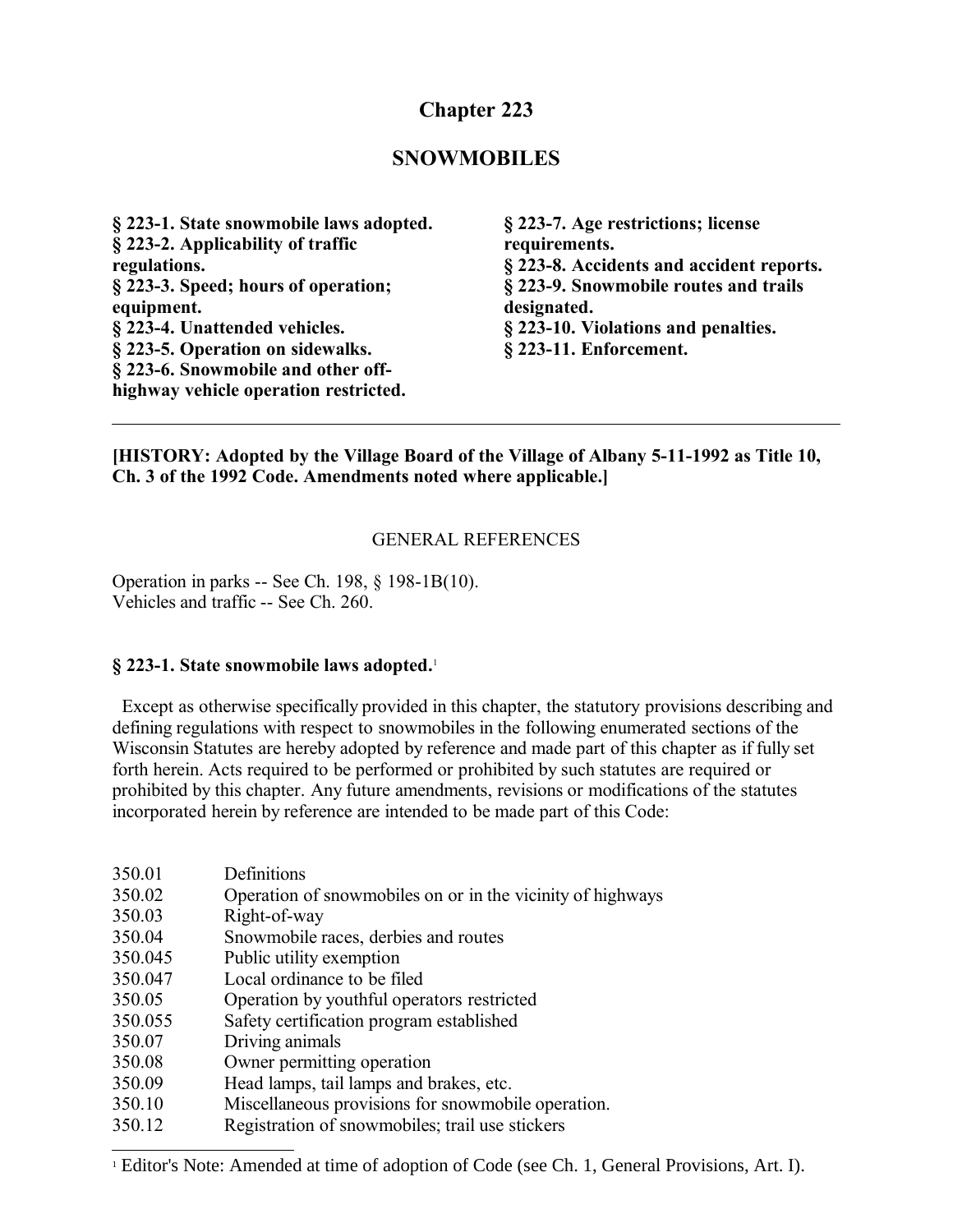# Chapter 223

## SNOWMOBILES

**§ 223-1. State snowmobile laws adopted.**
**§ 223-2. Applicability of traffic regulations.**
**§ 223-3. Speed; hours of operation; equipment.**
**§ 223-4. Unattended vehicles.**
**§ 223-5. Operation on sidewalks.**
**§ 223-6. Snowmobile and other off-highway vehicle operation restricted.**
**§ 223-7. Age restrictions; license requirements.**
**§ 223-8. Accidents and accident reports.**
**§ 223-9. Snowmobile routes and trails designated.**
**§ 223-10. Violations and penalties.**
**§ 223-11. Enforcement.**

---

**[HISTORY: Adopted by the Village Board of the Village of Albany 5-11-1992 as Title 10, Ch. 3 of the 1992 Code. Amendments noted where applicable.]**

GENERAL REFERENCES

Operation in parks -- See Ch. 198, § 198-1B(10).
Vehicles and traffic -- See Ch. 260.

### § 223-1. State snowmobile laws adopted.[1]

Except as otherwise specifically provided in this chapter, the statutory provisions describing and defining regulations with respect to snowmobiles in the following enumerated sections of the Wisconsin Statutes are hereby adopted by reference and made part of this chapter as if fully set forth herein. Acts required to be performed or prohibited by such statutes are required or prohibited by this chapter. Any future amendments, revisions or modifications of the statutes incorporated herein by reference are intended to be made part of this Code:

| | |
|---|---|
| 350.01 | Definitions |
| 350.02 | Operation of snowmobiles on or in the vicinity of highways |
| 350.03 | Right-of-way |
| 350.04 | Snowmobile races, derbies and routes |
| 350.045 | Public utility exemption |
| 350.047 | Local ordinance to be filed |
| 350.05 | Operation by youthful operators restricted |
| 350.055 | Safety certification program established |
| 350.07 | Driving animals |
| 350.08 | Owner permitting operation |
| 350.09 | Head lamps, tail lamps and brakes, etc. |
| 350.10 | Miscellaneous provisions for snowmobile operation. |
| 350.12 | Registration of snowmobiles; trail use stickers |

[1] Editor's Note: Amended at time of adoption of Code (see Ch. 1, General Provisions, Art. I).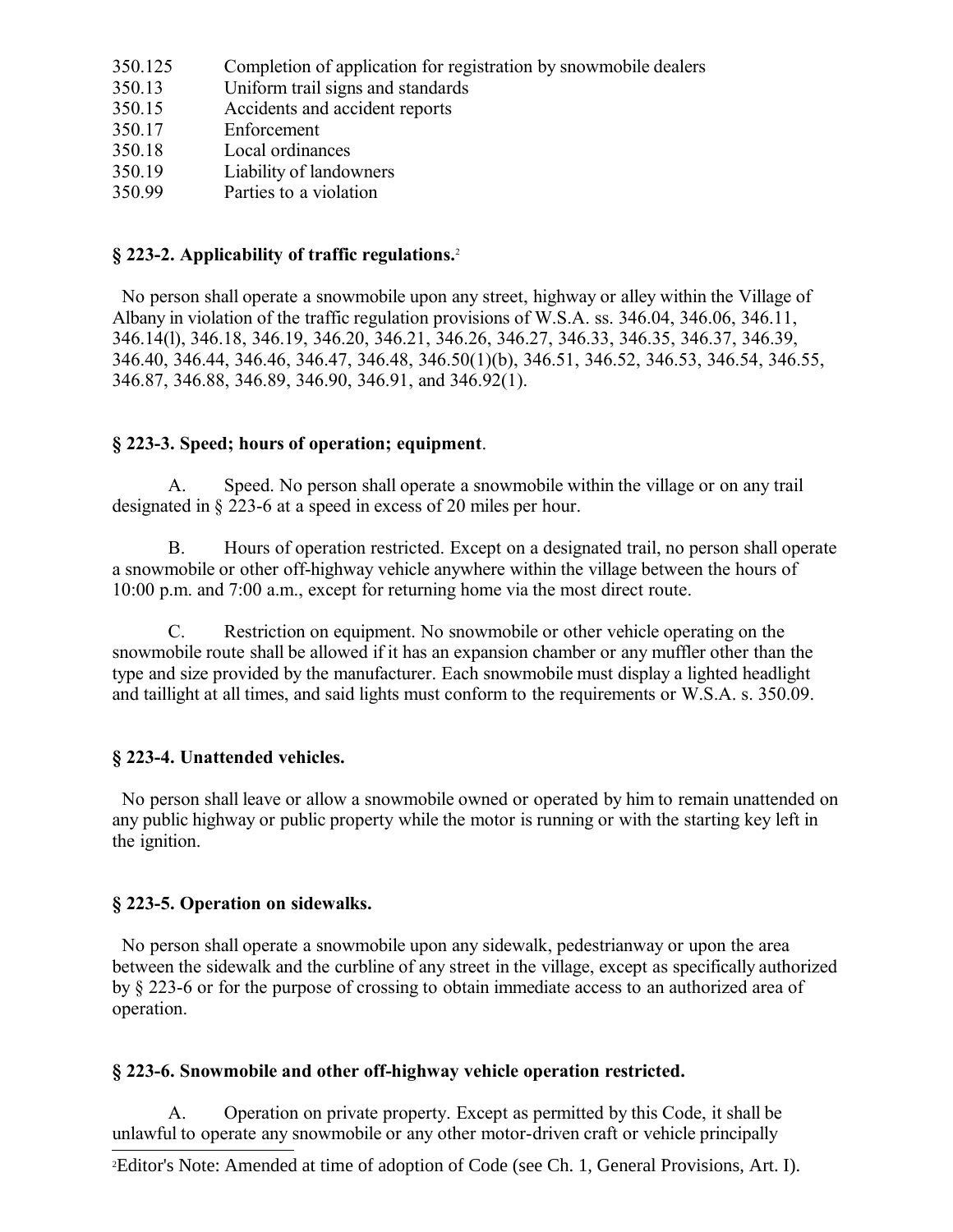| | |
|---|---|
| 350.125 | Completion of application for registration by snowmobile dealers |
| 350.13 | Uniform trail signs and standards |
| 350.15 | Accidents and accident reports |
| 350.17 | Enforcement |
| 350.18 | Local ordinances |
| 350.19 | Liability of landowners |
| 350.99 | Parties to a violation |

### § 223-2. Applicability of traffic regulations.[2]

No person shall operate a snowmobile upon any street, highway or alley within the Village of Albany in violation of the traffic regulation provisions of W.S.A. ss. 346.04, 346.06, 346.11, 346.14(l), 346.18, 346.19, 346.20, 346.21, 346.26, 346.27, 346.33, 346.35, 346.37, 346.39, 346.40, 346.44, 346.46, 346.47, 346.48, 346.50(1)(b), 346.51, 346.52, 346.53, 346.54, 346.55, 346.87, 346.88, 346.89, 346.90, 346.91, and 346.92(1).

### § 223-3. Speed; hours of operation; equipment.

A. Speed. No person shall operate a snowmobile within the village or on any trail designated in § 223-6 at a speed in excess of 20 miles per hour.

B. Hours of operation restricted. Except on a designated trail, no person shall operate a snowmobile or other off-highway vehicle anywhere within the village between the hours of 10:00 p.m. and 7:00 a.m., except for returning home via the most direct route.

C. Restriction on equipment. No snowmobile or other vehicle operating on the snowmobile route shall be allowed if it has an expansion chamber or any muffler other than the type and size provided by the manufacturer. Each snowmobile must display a lighted headlight and taillight at all times, and said lights must conform to the requirements or W.S.A. s. 350.09.

### § 223-4. Unattended vehicles.

No person shall leave or allow a snowmobile owned or operated by him to remain unattended on any public highway or public property while the motor is running or with the starting key left in the ignition.

### § 223-5. Operation on sidewalks.

No person shall operate a snowmobile upon any sidewalk, pedestrianway or upon the area between the sidewalk and the curbline of any street in the village, except as specifically authorized by § 223-6 or for the purpose of crossing to obtain immediate access to an authorized area of operation.

### § 223-6. Snowmobile and other off-highway vehicle operation restricted.

A. Operation on private property. Except as permitted by this Code, it shall be unlawful to operate any snowmobile or any other motor-driven craft or vehicle principally

[2] Editor's Note: Amended at time of adoption of Code (see Ch. 1, General Provisions, Art. I).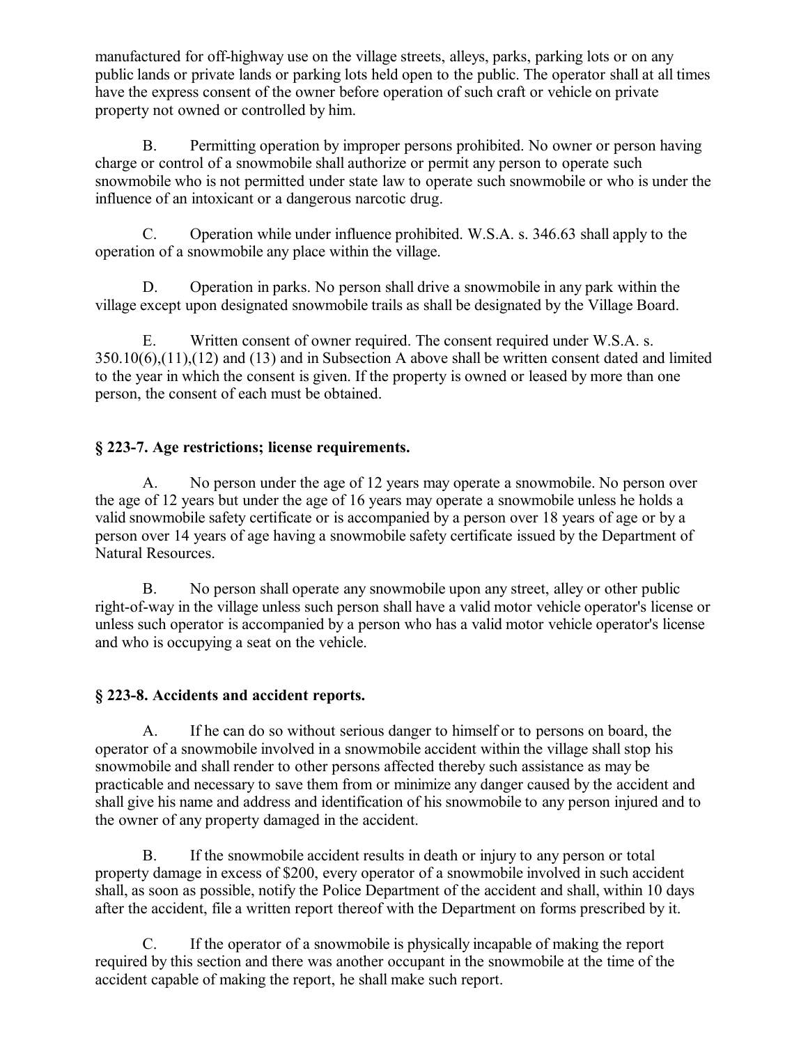manufactured for off-highway use on the village streets, alleys, parks, parking lots or on any public lands or private lands or parking lots held open to the public. The operator shall at all times have the express consent of the owner before operation of such craft or vehicle on private property not owned or controlled by him.

B. Permitting operation by improper persons prohibited. No owner or person having charge or control of a snowmobile shall authorize or permit any person to operate such snowmobile who is not permitted under state law to operate such snowmobile or who is under the influence of an intoxicant or a dangerous narcotic drug.

C. Operation while under influence prohibited. W.S.A. s. 346.63 shall apply to the operation of a snowmobile any place within the village.

D. Operation in parks. No person shall drive a snowmobile in any park within the village except upon designated snowmobile trails as shall be designated by the Village Board.

E. Written consent of owner required. The consent required under W.S.A. s. 350.10(6),(11),(12) and (13) and in Subsection A above shall be written consent dated and limited to the year in which the consent is given. If the property is owned or leased by more than one person, the consent of each must be obtained.

## § 223-7. Age restrictions; license requirements.

A. No person under the age of 12 years may operate a snowmobile. No person over the age of 12 years but under the age of 16 years may operate a snowmobile unless he holds a valid snowmobile safety certificate or is accompanied by a person over 18 years of age or by a person over 14 years of age having a snowmobile safety certificate issued by the Department of Natural Resources.

B. No person shall operate any snowmobile upon any street, alley or other public right-of-way in the village unless such person shall have a valid motor vehicle operator's license or unless such operator is accompanied by a person who has a valid motor vehicle operator's license and who is occupying a seat on the vehicle.

## § 223-8. Accidents and accident reports.

A. If he can do so without serious danger to himself or to persons on board, the operator of a snowmobile involved in a snowmobile accident within the village shall stop his snowmobile and shall render to other persons affected thereby such assistance as may be practicable and necessary to save them from or minimize any danger caused by the accident and shall give his name and address and identification of his snowmobile to any person injured and to the owner of any property damaged in the accident.

B. If the snowmobile accident results in death or injury to any person or total property damage in excess of $200, every operator of a snowmobile involved in such accident shall, as soon as possible, notify the Police Department of the accident and shall, within 10 days after the accident, file a written report thereof with the Department on forms prescribed by it.

C. If the operator of a snowmobile is physically incapable of making the report required by this section and there was another occupant in the snowmobile at the time of the accident capable of making the report, he shall make such report.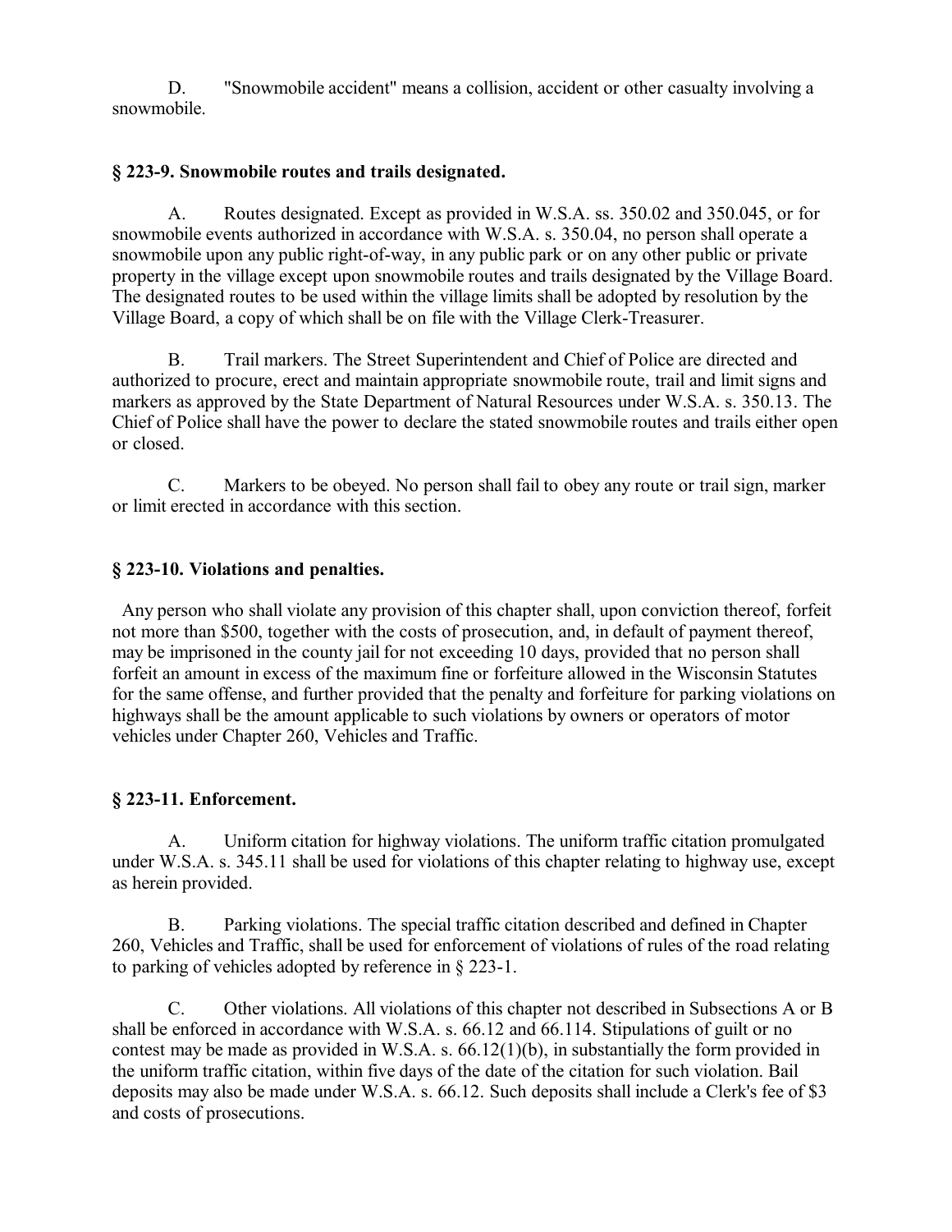D. "Snowmobile accident" means a collision, accident or other casualty involving a snowmobile.

**§ 223-9. Snowmobile routes and trails designated.**

A. Routes designated. Except as provided in W.S.A. ss. 350.02 and 350.045, or for snowmobile events authorized in accordance with W.S.A. s. 350.04, no person shall operate a snowmobile upon any public right-of-way, in any public park or on any other public or private property in the village except upon snowmobile routes and trails designated by the Village Board. The designated routes to be used within the village limits shall be adopted by resolution by the Village Board, a copy of which shall be on file with the Village Clerk-Treasurer.

B. Trail markers. The Street Superintendent and Chief of Police are directed and authorized to procure, erect and maintain appropriate snowmobile route, trail and limit signs and markers as approved by the State Department of Natural Resources under W.S.A. s. 350.13. The Chief of Police shall have the power to declare the stated snowmobile routes and trails either open or closed.

C. Markers to be obeyed. No person shall fail to obey any route or trail sign, marker or limit erected in accordance with this section.

**§ 223-10. Violations and penalties.**

Any person who shall violate any provision of this chapter shall, upon conviction thereof, forfeit not more than $500, together with the costs of prosecution, and, in default of payment thereof, may be imprisoned in the county jail for not exceeding 10 days, provided that no person shall forfeit an amount in excess of the maximum fine or forfeiture allowed in the Wisconsin Statutes for the same offense, and further provided that the penalty and forfeiture for parking violations on highways shall be the amount applicable to such violations by owners or operators of motor vehicles under Chapter 260, Vehicles and Traffic.

**§ 223-11. Enforcement.**

A. Uniform citation for highway violations. The uniform traffic citation promulgated under W.S.A. s. 345.11 shall be used for violations of this chapter relating to highway use, except as herein provided.

B. Parking violations. The special traffic citation described and defined in Chapter 260, Vehicles and Traffic, shall be used for enforcement of violations of rules of the road relating to parking of vehicles adopted by reference in § 223-1.

C. Other violations. All violations of this chapter not described in Subsections A or B shall be enforced in accordance with W.S.A. s. 66.12 and 66.114. Stipulations of guilt or no contest may be made as provided in W.S.A. s. 66.12(1)(b), in substantially the form provided in the uniform traffic citation, within five days of the date of the citation for such violation. Bail deposits may also be made under W.S.A. s. 66.12. Such deposits shall include a Clerk's fee of $3 and costs of prosecutions.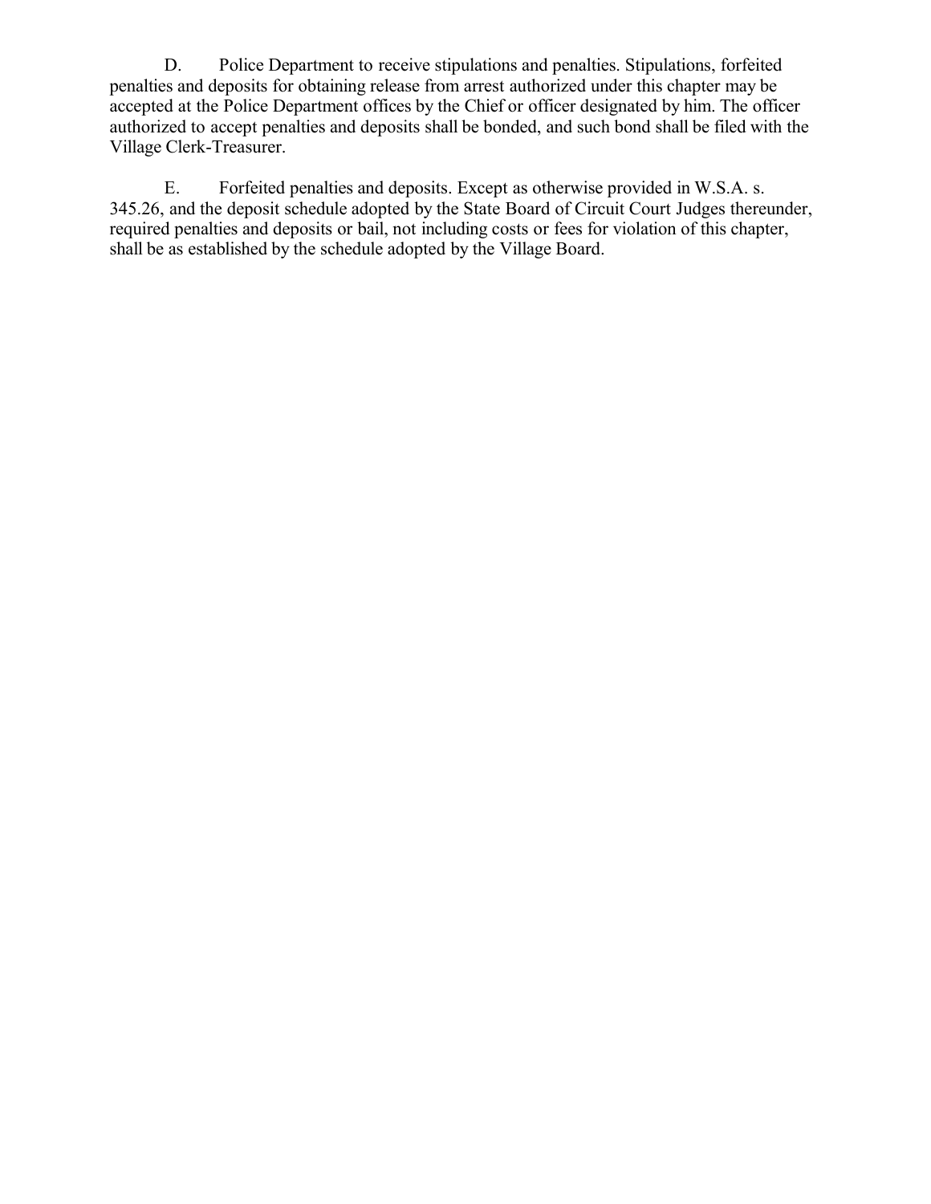D. Police Department to receive stipulations and penalties. Stipulations, forfeited penalties and deposits for obtaining release from arrest authorized under this chapter may be accepted at the Police Department offices by the Chief or officer designated by him. The officer authorized to accept penalties and deposits shall be bonded, and such bond shall be filed with the Village Clerk-Treasurer.

E. Forfeited penalties and deposits. Except as otherwise provided in W.S.A. s. 345.26, and the deposit schedule adopted by the State Board of Circuit Court Judges thereunder, required penalties and deposits or bail, not including costs or fees for violation of this chapter, shall be as established by the schedule adopted by the Village Board.